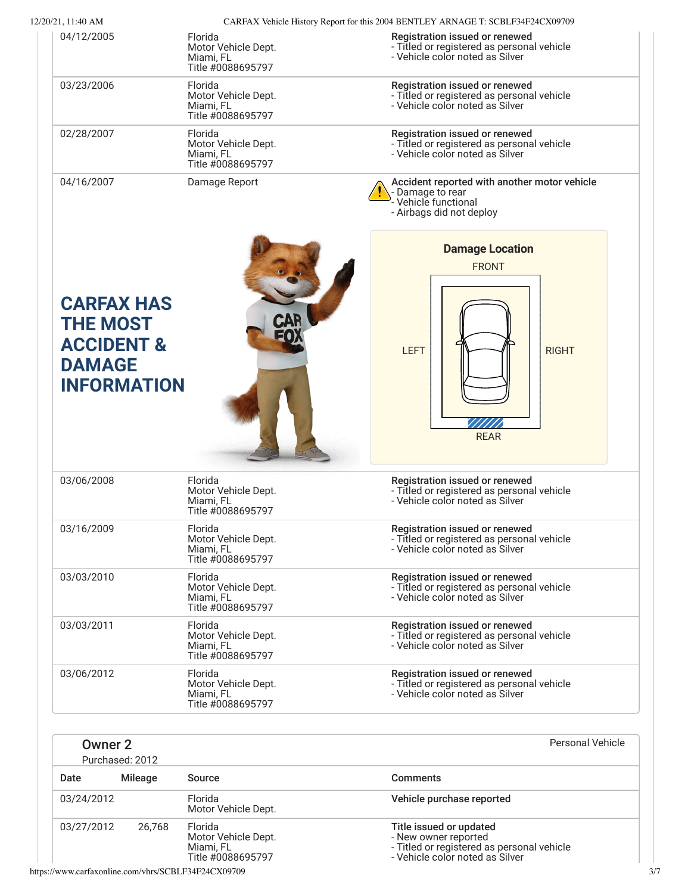| Date | Mileage | Source | Comments |
| --- | --- | --- | --- |
| 04/12/2005 | | Florida Motor Vehicle Dept. Miami, FL Title #0088695797 | **Registration issued or renewed** - Titled or registered as personal vehicle - Vehicle color noted as Silver |
| 03/23/2006 | | Florida Motor Vehicle Dept. Miami, FL Title #0088695797 | **Registration issued or renewed** - Titled or registered as personal vehicle - Vehicle color noted as Silver |
| 02/28/2007 | | Florida Motor Vehicle Dept. Miami, FL Title #0088695797 | **Registration issued or renewed** - Titled or registered as personal vehicle - Vehicle color noted as Silver |
| 04/16/2007 | | Damage Report | **Accident reported with another motor vehicle** - Damage to rear - Vehicle functional - Airbags did not deploy |

**CARFAX HAS THE MOST ACCIDENT & DAMAGE INFORMATION**

**Damage Location**

FRONT

LEFT RIGHT

REAR

| Date | Mileage | Source | Comments |
| --- | --- | --- | --- |
| 03/06/2008 | | Florida Motor Vehicle Dept. Miami, FL Title #0088695797 | **Registration issued or renewed** - Titled or registered as personal vehicle - Vehicle color noted as Silver |
| 03/16/2009 | | Florida Motor Vehicle Dept. Miami, FL Title #0088695797 | **Registration issued or renewed** - Titled or registered as personal vehicle - Vehicle color noted as Silver |
| 03/03/2010 | | Florida Motor Vehicle Dept. Miami, FL Title #0088695797 | **Registration issued or renewed** - Titled or registered as personal vehicle - Vehicle color noted as Silver |
| 03/03/2011 | | Florida Motor Vehicle Dept. Miami, FL Title #0088695797 | **Registration issued or renewed** - Titled or registered as personal vehicle - Vehicle color noted as Silver |
| 03/06/2012 | | Florida Motor Vehicle Dept. Miami, FL Title #0088695797 | **Registration issued or renewed** - Titled or registered as personal vehicle - Vehicle color noted as Silver |

## Owner 2

Purchased: 2012

Personal Vehicle

| Date | Mileage | Source | Comments |
| --- | --- | --- | --- |
| 03/24/2012 | | Florida Motor Vehicle Dept. | **Vehicle purchase reported** |
| 03/27/2012 | 26,768 | Florida Motor Vehicle Dept. Miami, FL Title #0088695797 | **Title issued or updated** - New owner reported - Titled or registered as personal vehicle - Vehicle color noted as Silver |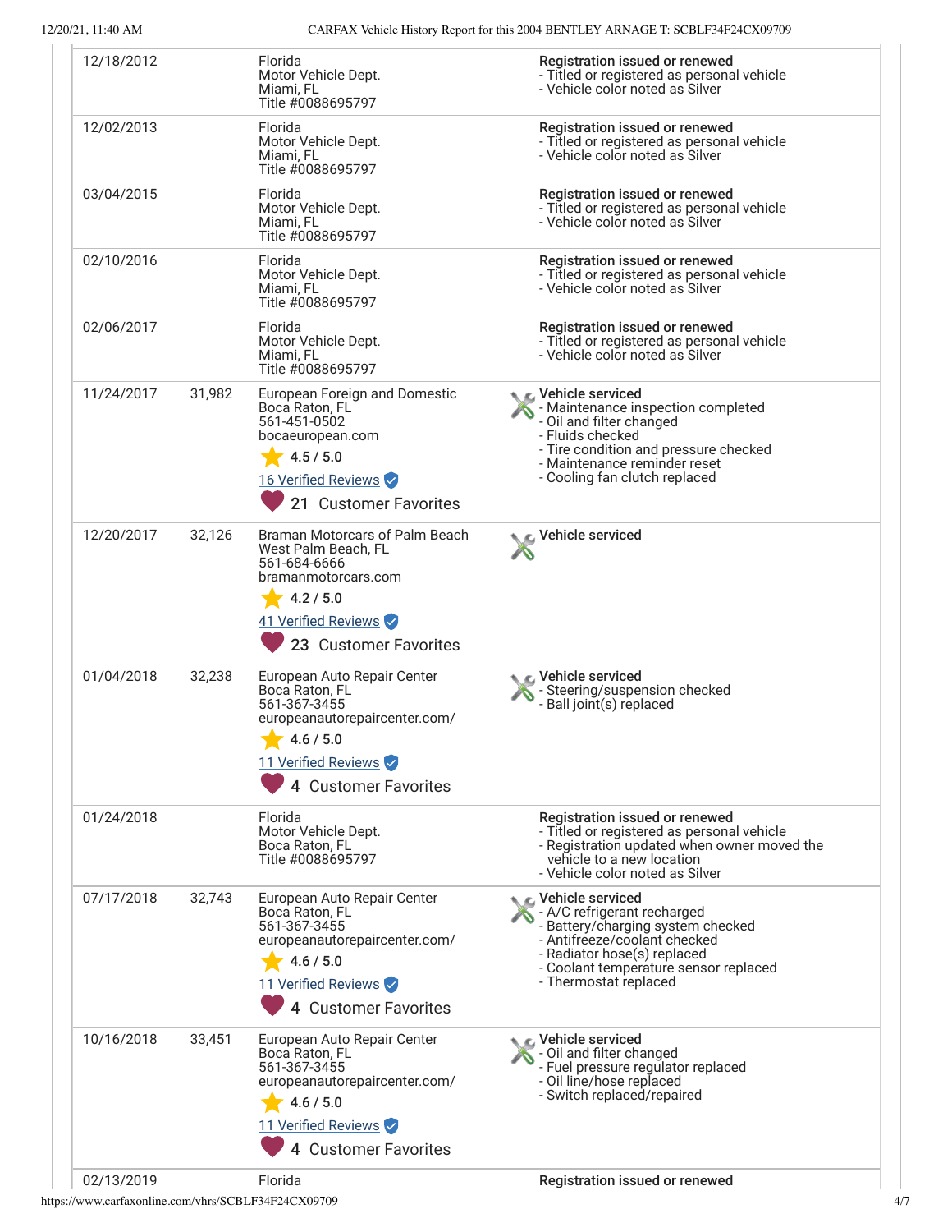| Date | Mileage | Source | Comments |
|---|---|---|---|
| 12/18/2012 | | Florida<br>Motor Vehicle Dept.<br>Miami, FL<br>Title #0088695797 | **Registration issued or renewed**<br>- Titled or registered as personal vehicle<br>- Vehicle color noted as Silver |
| 12/02/2013 | | Florida<br>Motor Vehicle Dept.<br>Miami, FL<br>Title #0088695797 | **Registration issued or renewed**<br>- Titled or registered as personal vehicle<br>- Vehicle color noted as Silver |
| 03/04/2015 | | Florida<br>Motor Vehicle Dept.<br>Miami, FL<br>Title #0088695797 | **Registration issued or renewed**<br>- Titled or registered as personal vehicle<br>- Vehicle color noted as Silver |
| 02/10/2016 | | Florida<br>Motor Vehicle Dept.<br>Miami, FL<br>Title #0088695797 | **Registration issued or renewed**<br>- Titled or registered as personal vehicle<br>- Vehicle color noted as Silver |
| 02/06/2017 | | Florida<br>Motor Vehicle Dept.<br>Miami, FL<br>Title #0088695797 | **Registration issued or renewed**<br>- Titled or registered as personal vehicle<br>- Vehicle color noted as Silver |
| 11/24/2017 | 31,982 | European Foreign and Domestic<br>Boca Raton, FL<br>561-451-0502<br>bocaeuropean.com<br>4.5 / 5.0<br>16 Verified Reviews<br>21 Customer Favorites | **Vehicle serviced**<br>- Maintenance inspection completed<br>- Oil and filter changed<br>- Fluids checked<br>- Tire condition and pressure checked<br>- Maintenance reminder reset<br>- Cooling fan clutch replaced |
| 12/20/2017 | 32,126 | Braman Motorcars of Palm Beach<br>West Palm Beach, FL<br>561-684-6666<br>bramanmotorcars.com<br>4.2 / 5.0<br>41 Verified Reviews<br>23 Customer Favorites | **Vehicle serviced** |
| 01/04/2018 | 32,238 | European Auto Repair Center<br>Boca Raton, FL<br>561-367-3455<br>europeanautorepaircenter.com/<br>4.6 / 5.0<br>11 Verified Reviews<br>4 Customer Favorites | **Vehicle serviced**<br>- Steering/suspension checked<br>- Ball joint(s) replaced |
| 01/24/2018 | | Florida<br>Motor Vehicle Dept.<br>Boca Raton, FL<br>Title #0088695797 | **Registration issued or renewed**<br>- Titled or registered as personal vehicle<br>- Registration updated when owner moved the vehicle to a new location<br>- Vehicle color noted as Silver |
| 07/17/2018 | 32,743 | European Auto Repair Center<br>Boca Raton, FL<br>561-367-3455<br>europeanautorepaircenter.com/<br>4.6 / 5.0<br>11 Verified Reviews<br>4 Customer Favorites | **Vehicle serviced**<br>- A/C refrigerant recharged<br>- Battery/charging system checked<br>- Antifreeze/coolant checked<br>- Radiator hose(s) replaced<br>- Coolant temperature sensor replaced<br>- Thermostat replaced |
| 10/16/2018 | 33,451 | European Auto Repair Center<br>Boca Raton, FL<br>561-367-3455<br>europeanautorepaircenter.com/<br>4.6 / 5.0<br>11 Verified Reviews<br>4 Customer Favorites | **Vehicle serviced**<br>- Oil and filter changed<br>- Fuel pressure regulator replaced<br>- Oil line/hose replaced<br>- Switch replaced/repaired |
| 02/13/2019 | | Florida | **Registration issued or renewed** |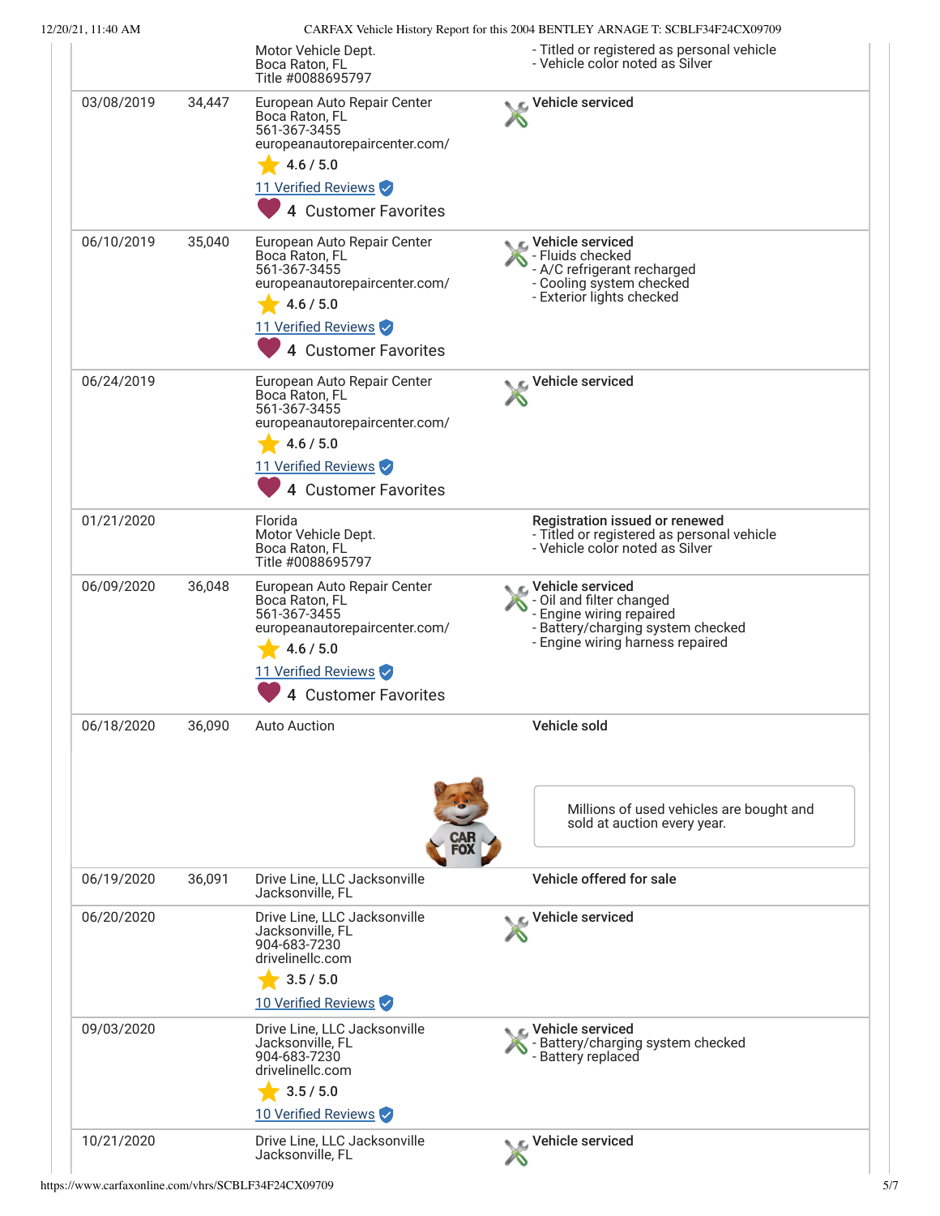| Date | Mileage | Source | Comments |
| --- | --- | --- | --- |
| | | Motor Vehicle Dept.<br>Boca Raton, FL<br>Title #0088695797 | - Titled or registered as personal vehicle<br>- Vehicle color noted as Silver |
| 03/08/2019 | 34,447 | European Auto Repair Center<br>Boca Raton, FL<br>561-367-3455<br>europeanautorepaircenter.com/<br>4.6 / 5.0<br>11 Verified Reviews<br>4 Customer Favorites | **Vehicle serviced** |
| 06/10/2019 | 35,040 | European Auto Repair Center<br>Boca Raton, FL<br>561-367-3455<br>europeanautorepaircenter.com/<br>4.6 / 5.0<br>11 Verified Reviews<br>4 Customer Favorites | **Vehicle serviced**<br>- Fluids checked<br>- A/C refrigerant recharged<br>- Cooling system checked<br>- Exterior lights checked |
| 06/24/2019 | | European Auto Repair Center<br>Boca Raton, FL<br>561-367-3455<br>europeanautorepaircenter.com/<br>4.6 / 5.0<br>11 Verified Reviews<br>4 Customer Favorites | **Vehicle serviced** |
| 01/21/2020 | | Florida<br>Motor Vehicle Dept.<br>Boca Raton, FL<br>Title #0088695797 | **Registration issued or renewed**<br>- Titled or registered as personal vehicle<br>- Vehicle color noted as Silver |
| 06/09/2020 | 36,048 | European Auto Repair Center<br>Boca Raton, FL<br>561-367-3455<br>europeanautorepaircenter.com/<br>4.6 / 5.0<br>11 Verified Reviews<br>4 Customer Favorites | **Vehicle serviced**<br>- Oil and filter changed<br>- Engine wiring repaired<br>- Battery/charging system checked<br>- Engine wiring harness repaired |
| 06/18/2020 | 36,090 | Auto Auction | **Vehicle sold**<br>Millions of used vehicles are bought and sold at auction every year. |
| 06/19/2020 | 36,091 | Drive Line, LLC Jacksonville<br>Jacksonville, FL | **Vehicle offered for sale** |
| 06/20/2020 | | Drive Line, LLC Jacksonville<br>Jacksonville, FL<br>904-683-7230<br>drivelinellc.com<br>3.5 / 5.0<br>10 Verified Reviews | **Vehicle serviced** |
| 09/03/2020 | | Drive Line, LLC Jacksonville<br>Jacksonville, FL<br>904-683-7230<br>drivelinellc.com<br>3.5 / 5.0<br>10 Verified Reviews | **Vehicle serviced**<br>- Battery/charging system checked<br>- Battery replaced |
| 10/21/2020 | | Drive Line, LLC Jacksonville<br>Jacksonville, FL | **Vehicle serviced** |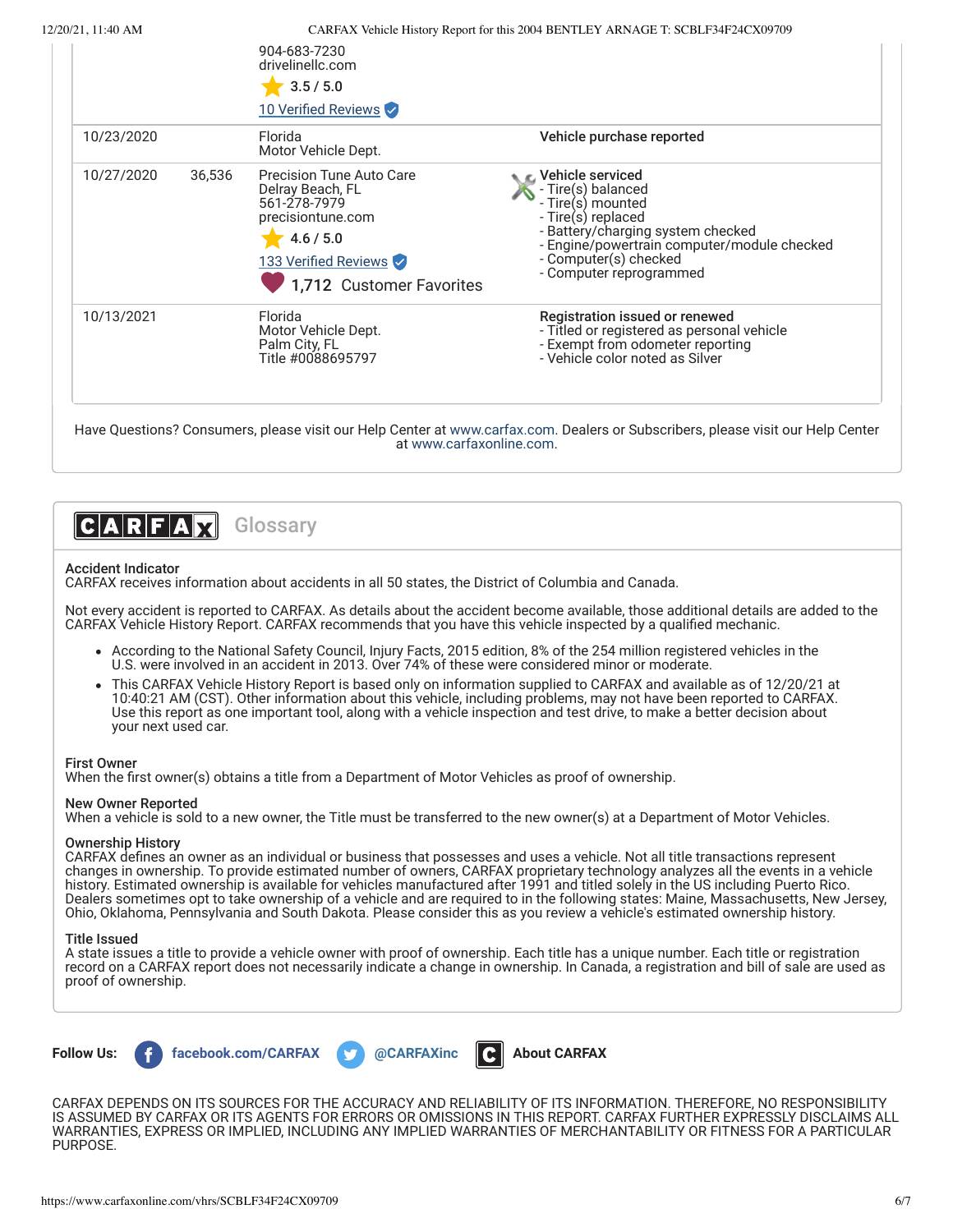| | | | |
|---|---|---|---|
| | | 904-683-7230<br>drivelinellc.com<br>3.5 / 5.0<br>10 Verified Reviews | |
| 10/23/2020 | | Florida<br>Motor Vehicle Dept. | **Vehicle purchase reported** |
| 10/27/2020 | 36,536 | Precision Tune Auto Care<br>Delray Beach, FL<br>561-278-7979<br>precisiontune.com<br>4.6 / 5.0<br>133 Verified Reviews<br>1,712 Customer Favorites | **Vehicle serviced**<br>- Tire(s) balanced<br>- Tire(s) mounted<br>- Tire(s) replaced<br>- Battery/charging system checked<br>- Engine/powertrain computer/module checked<br>- Computer(s) checked<br>- Computer reprogrammed |
| 10/13/2021 | | Florida<br>Motor Vehicle Dept.<br>Palm City, FL<br>Title #0088695797 | **Registration issued or renewed**<br>- Titled or registered as personal vehicle<br>- Exempt from odometer reporting<br>- Vehicle color noted as Silver |

Have Questions? Consumers, please visit our Help Center at www.carfax.com. Dealers or Subscribers, please visit our Help Center at www.carfaxonline.com.

## CARFAX Glossary

**Accident Indicator**
CARFAX receives information about accidents in all 50 states, the District of Columbia and Canada.

Not every accident is reported to CARFAX. As details about the accident become available, those additional details are added to the CARFAX Vehicle History Report. CARFAX recommends that you have this vehicle inspected by a qualified mechanic.

- According to the National Safety Council, Injury Facts, 2015 edition, 8% of the 254 million registered vehicles in the U.S. were involved in an accident in 2013. Over 74% of these were considered minor or moderate.
- This CARFAX Vehicle History Report is based only on information supplied to CARFAX and available as of 12/20/21 at 10:40:21 AM (CST). Other information about this vehicle, including problems, may not have been reported to CARFAX. Use this report as one important tool, along with a vehicle inspection and test drive, to make a better decision about your next used car.

**First Owner**
When the first owner(s) obtains a title from a Department of Motor Vehicles as proof of ownership.

**New Owner Reported**
When a vehicle is sold to a new owner, the Title must be transferred to the new owner(s) at a Department of Motor Vehicles.

**Ownership History**
CARFAX defines an owner as an individual or business that possesses and uses a vehicle. Not all title transactions represent changes in ownership. To provide estimated number of owners, CARFAX proprietary technology analyzes all the events in a vehicle history. Estimated ownership is available for vehicles manufactured after 1991 and titled solely in the US including Puerto Rico. Dealers sometimes opt to take ownership of a vehicle and are required to in the following states: Maine, Massachusetts, New Jersey, Ohio, Oklahoma, Pennsylvania and South Dakota. Please consider this as you review a vehicle's estimated ownership history.

**Title Issued**
A state issues a title to provide a vehicle owner with proof of ownership. Each title has a unique number. Each title or registration record on a CARFAX report does not necessarily indicate a change in ownership. In Canada, a registration and bill of sale are used as proof of ownership.

**Follow Us:** facebook.com/CARFAX @CARFAXinc About CARFAX

CARFAX DEPENDS ON ITS SOURCES FOR THE ACCURACY AND RELIABILITY OF ITS INFORMATION. THEREFORE, NO RESPONSIBILITY IS ASSUMED BY CARFAX OR ITS AGENTS FOR ERRORS OR OMISSIONS IN THIS REPORT. CARFAX FURTHER EXPRESSLY DISCLAIMS ALL WARRANTIES, EXPRESS OR IMPLIED, INCLUDING ANY IMPLIED WARRANTIES OF MERCHANTABILITY OR FITNESS FOR A PARTICULAR PURPOSE.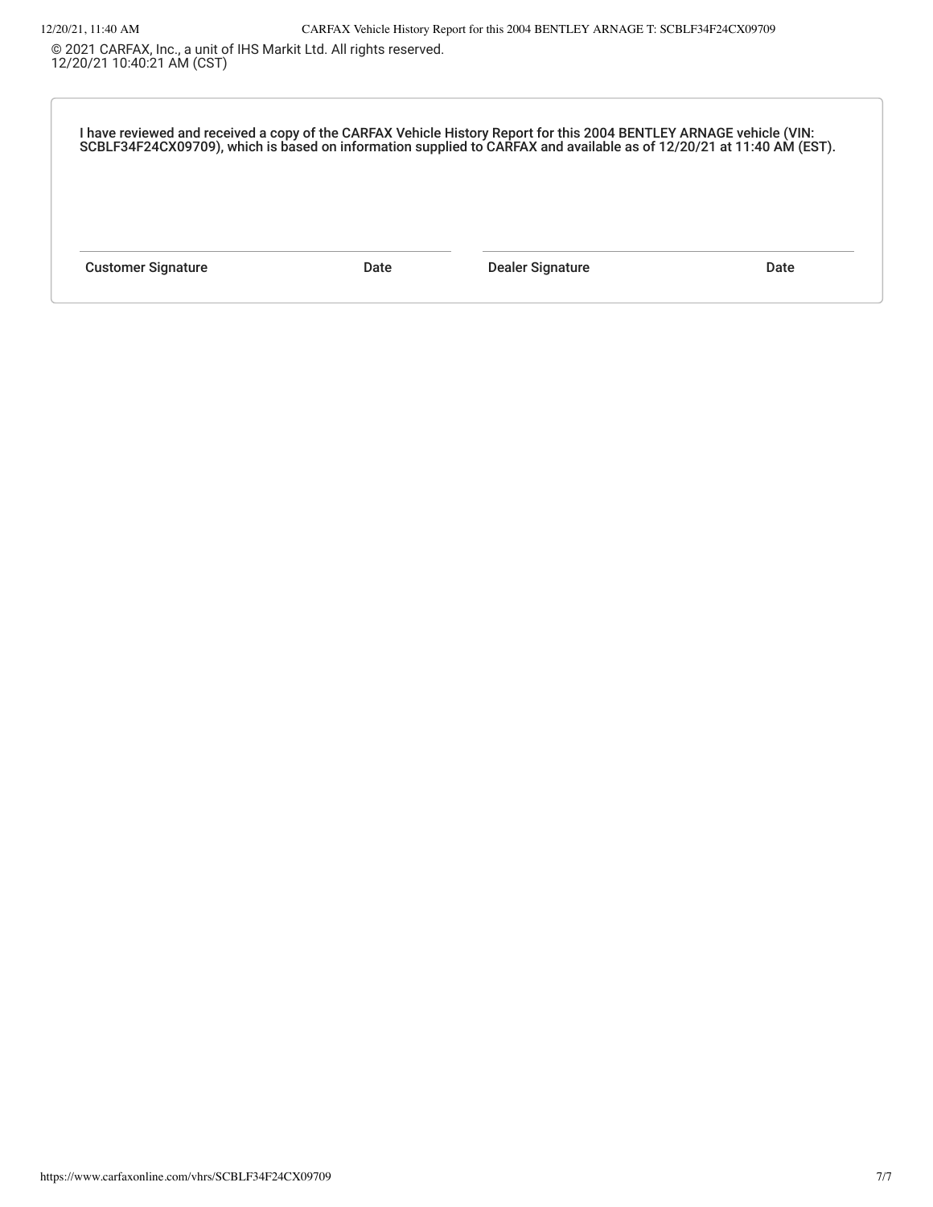© 2021 CARFAX, Inc., a unit of IHS Markit Ltd. All rights reserved.
12/20/21 10:40:21 AM (CST)

**I have reviewed and received a copy of the CARFAX Vehicle History Report for this 2004 BENTLEY ARNAGE vehicle (VIN: SCBLF34F24CX09709), which is based on information supplied to CARFAX and available as of 12/20/21 at 11:40 AM (EST).**

| | | | |
|---|---|---|---|
| Customer Signature | Date | Dealer Signature | Date |